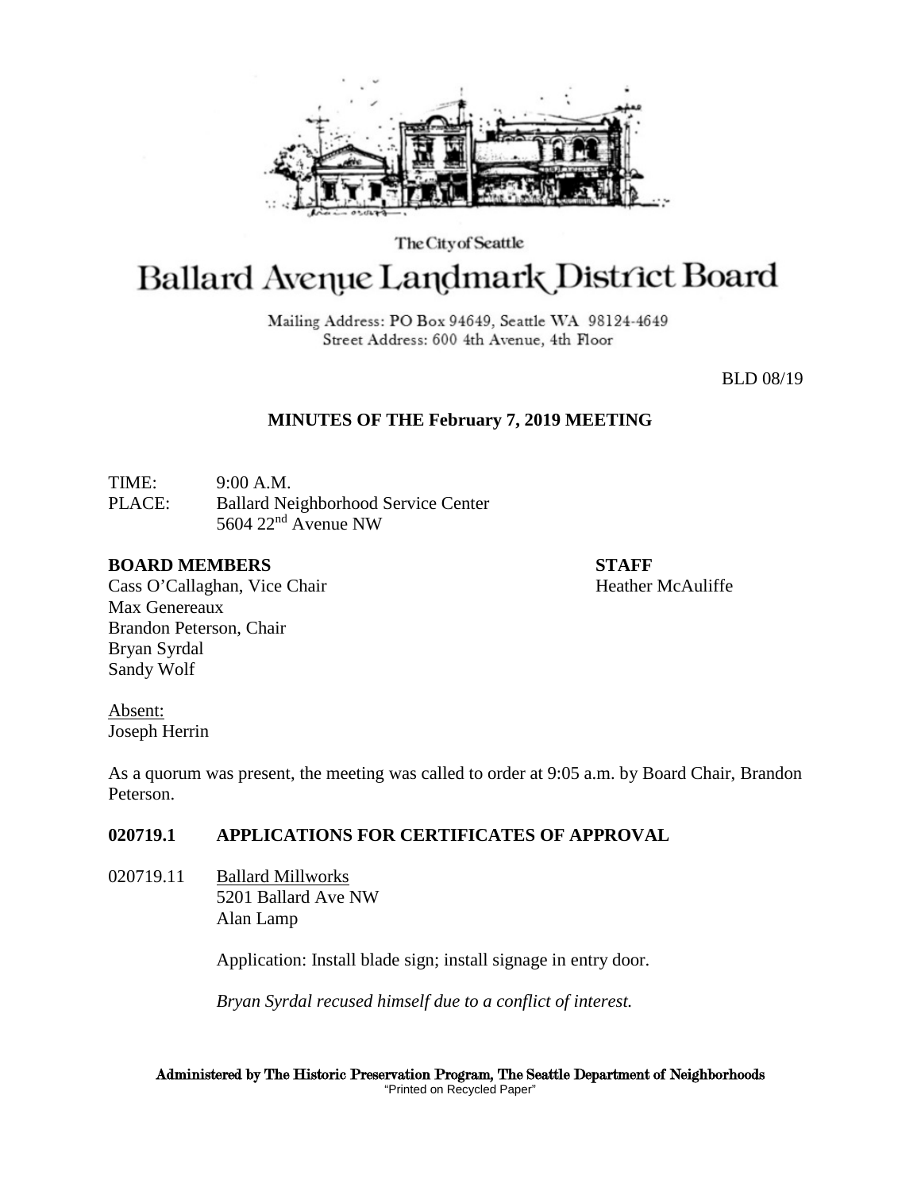The City of Seattle

# Ballard Avenue Landmark District Board

Mailing Address: PO Box 94649, Seattle WA 98124-4649
Street Address: 600 4th Avenue, 4th Floor

BLD 08/19

**MINUTES OF THE February 7, 2019 MEETING**

TIME: 9:00 A.M.
PLACE: Ballard Neighborhood Service Center
5604 22nd Avenue NW

**BOARD MEMBERS**
Cass O'Callaghan, Vice Chair
Max Genereaux
Brandon Peterson, Chair
Bryan Syrdal
Sandy Wolf

**STAFF**
Heather McAuliffe

Absent:
Joseph Herrin

As a quorum was present, the meeting was called to order at 9:05 a.m. by Board Chair, Brandon Peterson.

**020719.1 APPLICATIONS FOR CERTIFICATES OF APPROVAL**

020719.11 Ballard Millworks
5201 Ballard Ave NW
Alan Lamp

Application: Install blade sign; install signage in entry door.

*Bryan Syrdal recused himself due to a conflict of interest.*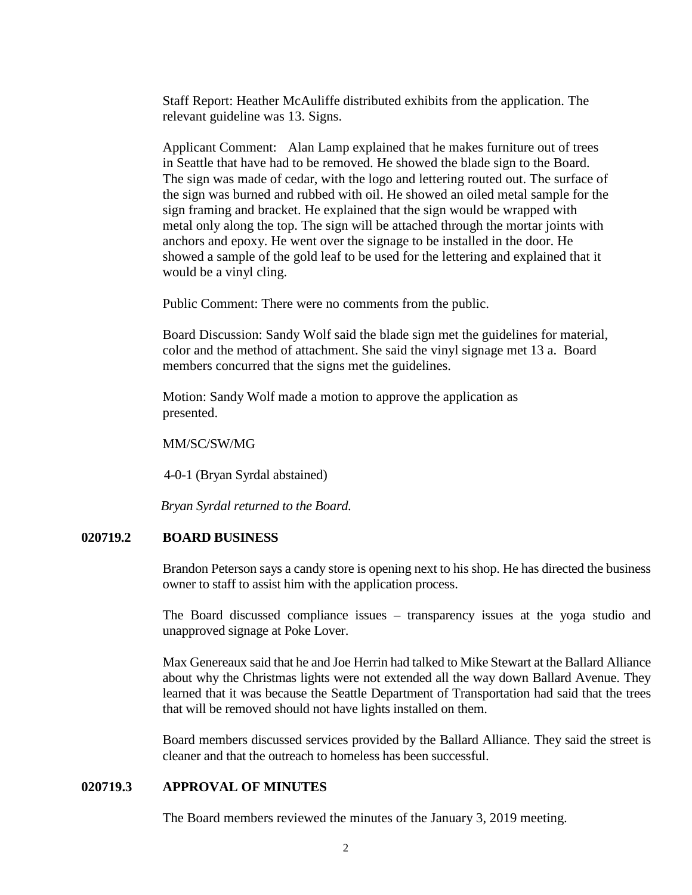Staff Report: Heather McAuliffe distributed exhibits from the application. The relevant guideline was 13. Signs.

Applicant Comment: Alan Lamp explained that he makes furniture out of trees in Seattle that have had to be removed. He showed the blade sign to the Board. The sign was made of cedar, with the logo and lettering routed out. The surface of the sign was burned and rubbed with oil. He showed an oiled metal sample for the sign framing and bracket. He explained that the sign would be wrapped with metal only along the top. The sign will be attached through the mortar joints with anchors and epoxy. He went over the signage to be installed in the door. He showed a sample of the gold leaf to be used for the lettering and explained that it would be a vinyl cling.

Public Comment: There were no comments from the public.

Board Discussion: Sandy Wolf said the blade sign met the guidelines for material, color and the method of attachment. She said the vinyl signage met 13 a. Board members concurred that the signs met the guidelines.

Motion: Sandy Wolf made a motion to approve the application as presented.

MM/SC/SW/MG

4-0-1 (Bryan Syrdal abstained)

*Bryan Syrdal returned to the Board.*

## 020719.2 BOARD BUSINESS

Brandon Peterson says a candy store is opening next to his shop. He has directed the business owner to staff to assist him with the application process.

The Board discussed compliance issues – transparency issues at the yoga studio and unapproved signage at Poke Lover.

Max Genereaux said that he and Joe Herrin had talked to Mike Stewart at the Ballard Alliance about why the Christmas lights were not extended all the way down Ballard Avenue. They learned that it was because the Seattle Department of Transportation had said that the trees that will be removed should not have lights installed on them.

Board members discussed services provided by the Ballard Alliance. They said the street is cleaner and that the outreach to homeless has been successful.

## 020719.3 APPROVAL OF MINUTES

The Board members reviewed the minutes of the January 3, 2019 meeting.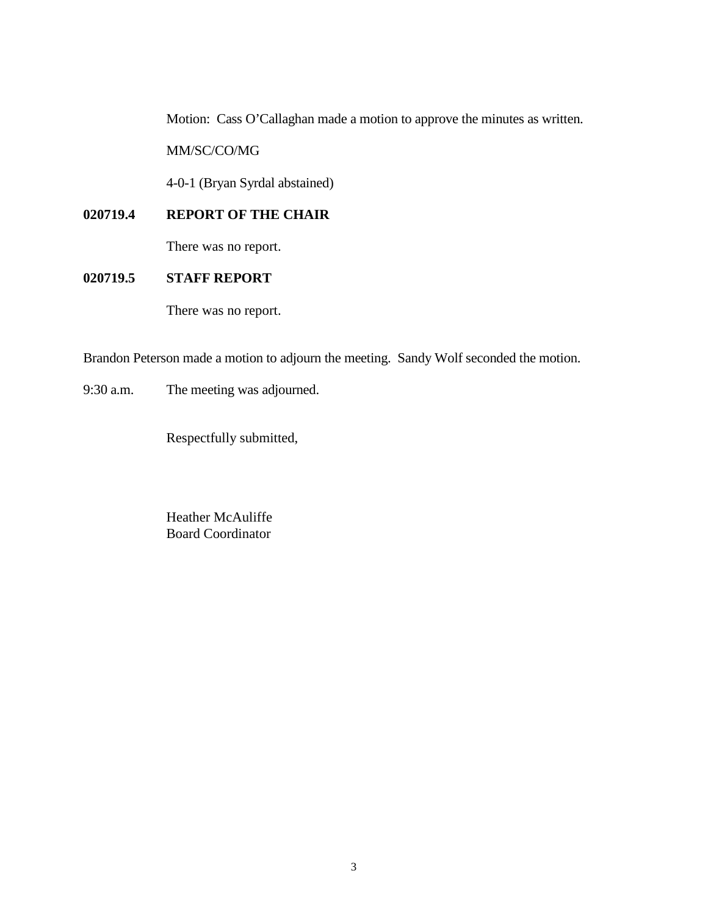Motion: Cass O'Callaghan made a motion to approve the minutes as written.

MM/SC/CO/MG

4-0-1 (Bryan Syrdal abstained)

**020719.4 REPORT OF THE CHAIR**

There was no report.

**020719.5 STAFF REPORT**

There was no report.

Brandon Peterson made a motion to adjourn the meeting. Sandy Wolf seconded the motion.

9:30 a.m. The meeting was adjourned.

Respectfully submitted,

Heather McAuliffe
Board Coordinator